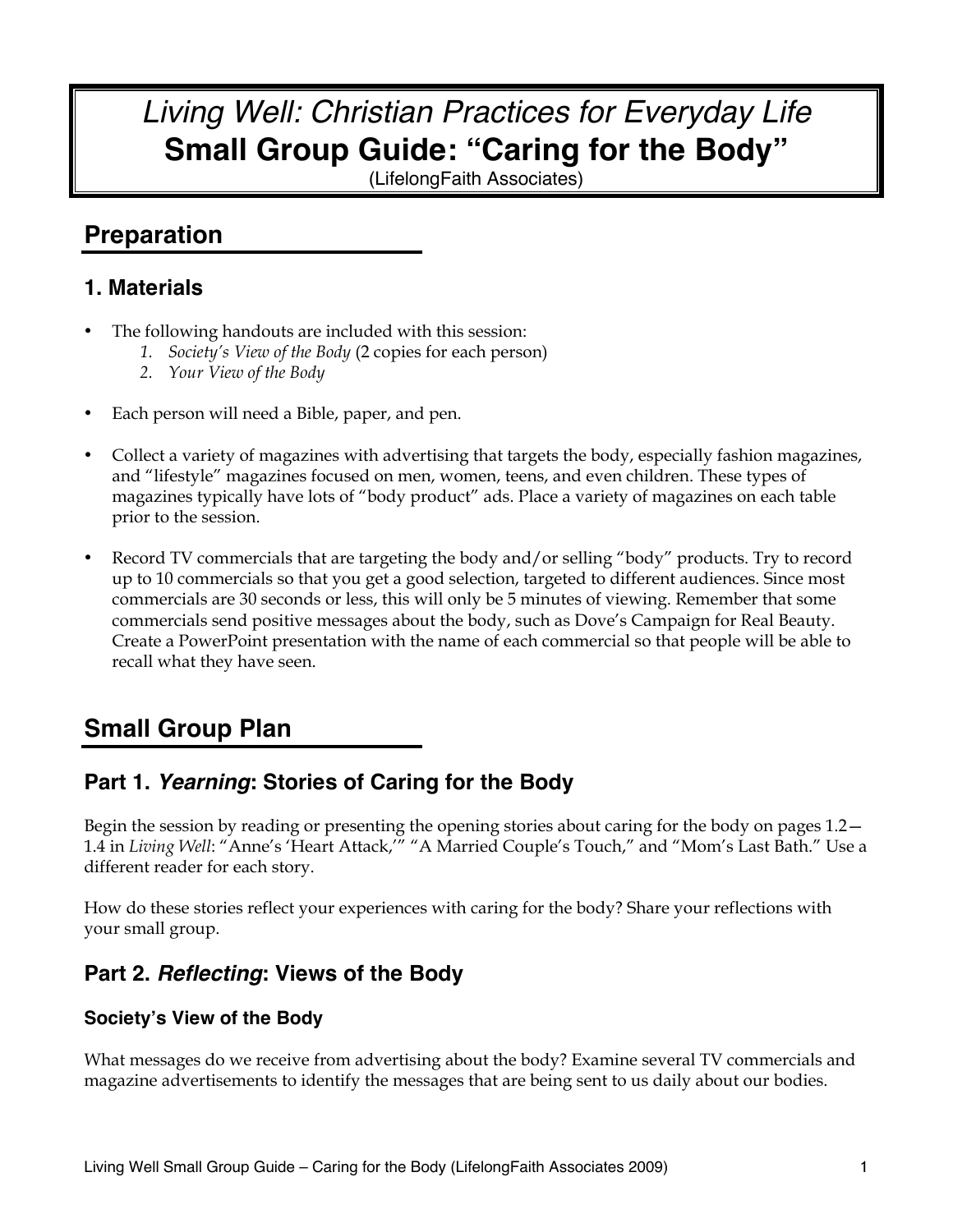# *Living Well: Christian Practices for Everyday Life*
# Small Group Guide: "Caring for the Body"

(LifelongFaith Associates)

## Preparation

### 1. Materials

- The following handouts are included with this session:
  1. *Society's View of the Body* (2 copies for each person)
  2. *Your View of the Body*
- Each person will need a Bible, paper, and pen.
- Collect a variety of magazines with advertising that targets the body, especially fashion magazines, and "lifestyle" magazines focused on men, women, teens, and even children. These types of magazines typically have lots of "body product" ads. Place a variety of magazines on each table prior to the session.
- Record TV commercials that are targeting the body and/or selling "body" products. Try to record up to 10 commercials so that you get a good selection, targeted to different audiences. Since most commercials are 30 seconds or less, this will only be 5 minutes of viewing. Remember that some commercials send positive messages about the body, such as Dove's Campaign for Real Beauty. Create a PowerPoint presentation with the name of each commercial so that people will be able to recall what they have seen.

## Small Group Plan

### Part 1. *Yearning*: Stories of Caring for the Body

Begin the session by reading or presenting the opening stories about caring for the body on pages 1.2—1.4 in *Living Well*: "Anne's 'Heart Attack,'" "A Married Couple's Touch," and "Mom's Last Bath." Use a different reader for each story.

How do these stories reflect your experiences with caring for the body? Share your reflections with your small group.

### Part 2. *Reflecting*: Views of the Body

#### Society's View of the Body

What messages do we receive from advertising about the body? Examine several TV commercials and magazine advertisements to identify the messages that are being sent to us daily about our bodies.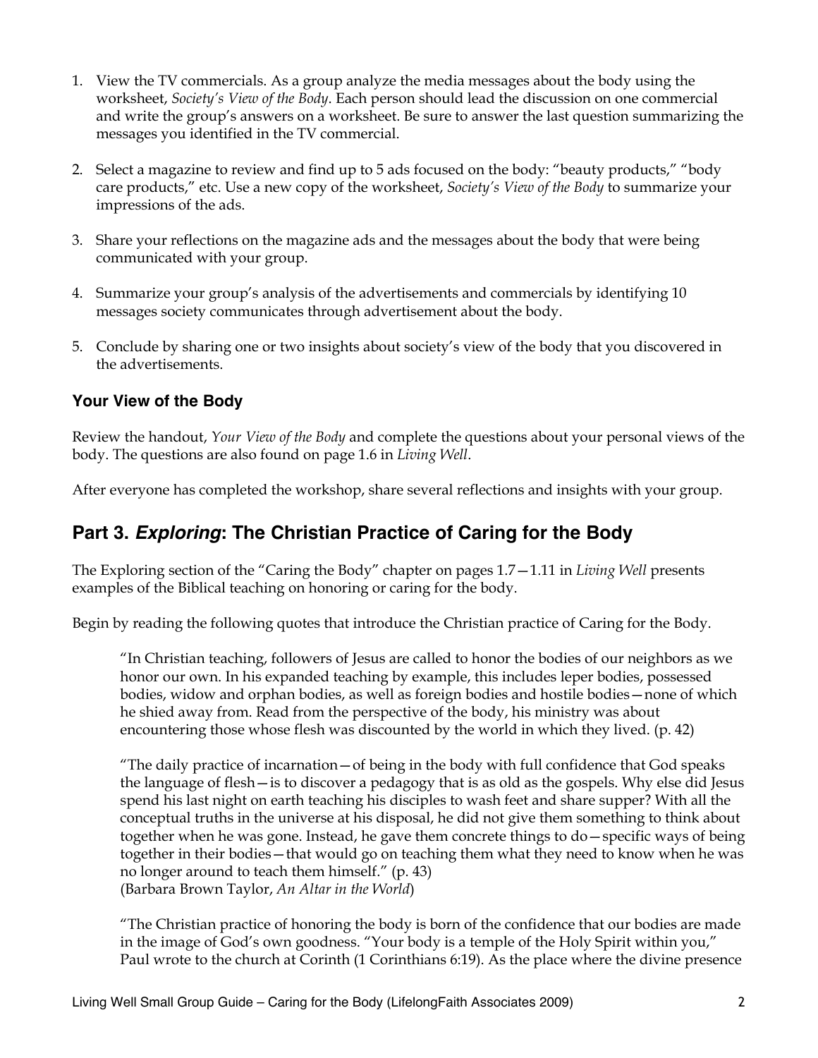1. View the TV commercials. As a group analyze the media messages about the body using the worksheet, *Society's View of the Body*. Each person should lead the discussion on one commercial and write the group's answers on a worksheet. Be sure to answer the last question summarizing the messages you identified in the TV commercial.

2. Select a magazine to review and find up to 5 ads focused on the body: "beauty products," "body care products," etc. Use a new copy of the worksheet, *Society's View of the Body* to summarize your impressions of the ads.

3. Share your reflections on the magazine ads and the messages about the body that were being communicated with your group.

4. Summarize your group's analysis of the advertisements and commercials by identifying 10 messages society communicates through advertisement about the body.

5. Conclude by sharing one or two insights about society's view of the body that you discovered in the advertisements.

### Your View of the Body

Review the handout, *Your View of the Body* and complete the questions about your personal views of the body. The questions are also found on page 1.6 in *Living Well*.

After everyone has completed the workshop, share several reflections and insights with your group.

## Part 3. *Exploring*: The Christian Practice of Caring for the Body

The Exploring section of the "Caring the Body" chapter on pages 1.7—1.11 in *Living Well* presents examples of the Biblical teaching on honoring or caring for the body.

Begin by reading the following quotes that introduce the Christian practice of Caring for the Body.

> "In Christian teaching, followers of Jesus are called to honor the bodies of our neighbors as we honor our own. In his expanded teaching by example, this includes leper bodies, possessed bodies, widow and orphan bodies, as well as foreign bodies and hostile bodies—none of which he shied away from. Read from the perspective of the body, his ministry was about encountering those whose flesh was discounted by the world in which they lived. (p. 42)
>
> "The daily practice of incarnation—of being in the body with full confidence that God speaks the language of flesh—is to discover a pedagogy that is as old as the gospels. Why else did Jesus spend his last night on earth teaching his disciples to wash feet and share supper? With all the conceptual truths in the universe at his disposal, he did not give them something to think about together when he was gone. Instead, he gave them concrete things to do—specific ways of being together in their bodies—that would go on teaching them what they need to know when he was no longer around to teach them himself." (p. 43)
> (Barbara Brown Taylor, *An Altar in the World*)
>
> "The Christian practice of honoring the body is born of the confidence that our bodies are made in the image of God's own goodness. "Your body is a temple of the Holy Spirit within you," Paul wrote to the church at Corinth (1 Corinthians 6:19). As the place where the divine presence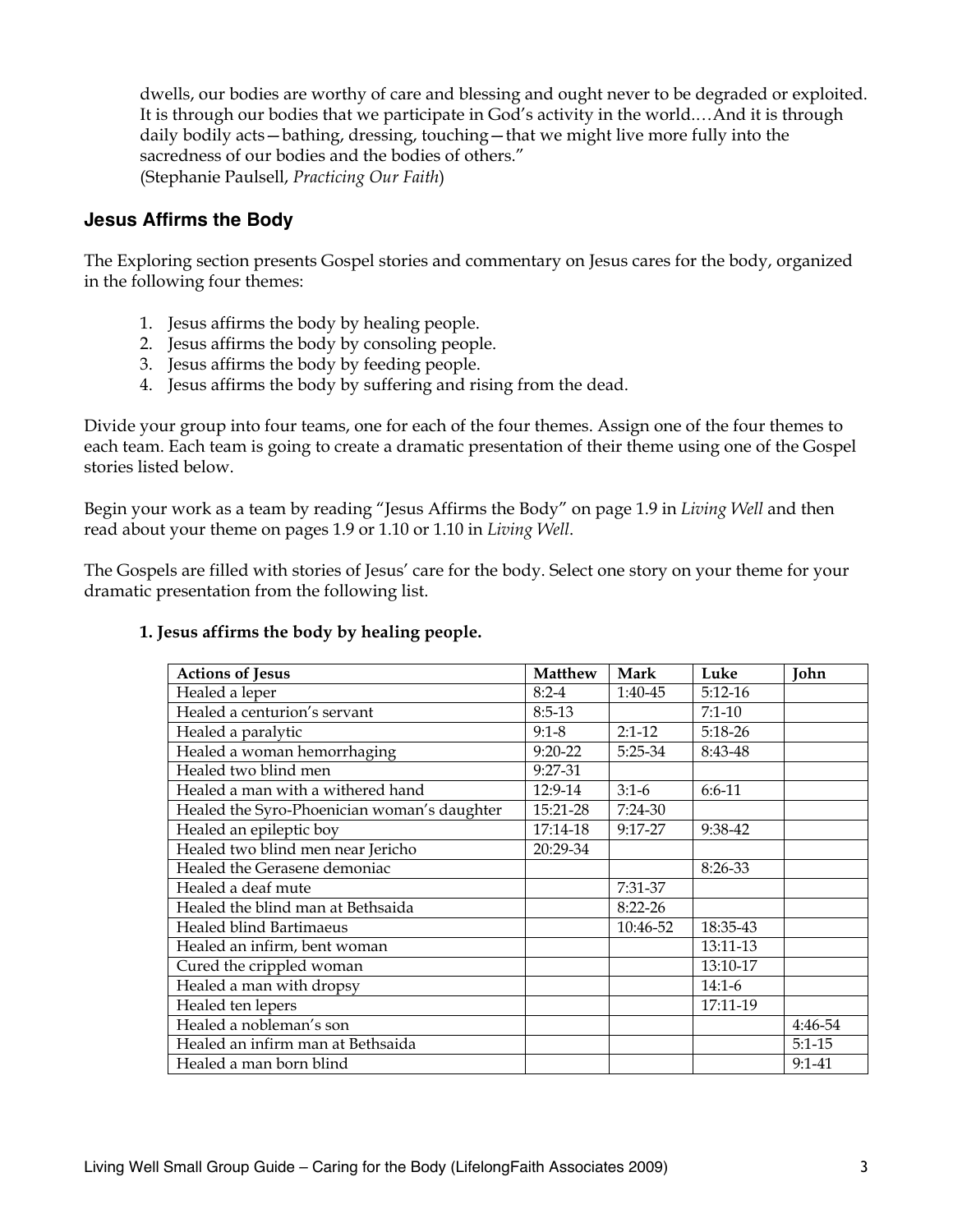dwells, our bodies are worthy of care and blessing and ought never to be degraded or exploited. It is through our bodies that we participate in God's activity in the world.…And it is through daily bodily acts—bathing, dressing, touching—that we might live more fully into the sacredness of our bodies and the bodies of others."
(Stephanie Paulsell, *Practicing Our Faith*)

## Jesus Affirms the Body

The Exploring section presents Gospel stories and commentary on Jesus cares for the body, organized in the following four themes:

1. Jesus affirms the body by healing people.
2. Jesus affirms the body by consoling people.
3. Jesus affirms the body by feeding people.
4. Jesus affirms the body by suffering and rising from the dead.

Divide your group into four teams, one for each of the four themes. Assign one of the four themes to each team. Each team is going to create a dramatic presentation of their theme using one of the Gospel stories listed below.

Begin your work as a team by reading "Jesus Affirms the Body" on page 1.9 in *Living Well* and then read about your theme on pages 1.9 or 1.10 or 1.10 in *Living Well*.

The Gospels are filled with stories of Jesus' care for the body. Select one story on your theme for your dramatic presentation from the following list.

**1. Jesus affirms the body by healing people.**

| Actions of Jesus | Matthew | Mark | Luke | John |
|---|---|---|---|---|
| Healed a leper | 8:2-4 | 1:40-45 | 5:12-16 | |
| Healed a centurion's servant | 8:5-13 | | 7:1-10 | |
| Healed a paralytic | 9:1-8 | 2:1-12 | 5:18-26 | |
| Healed a woman hemorrhaging | 9:20-22 | 5:25-34 | 8:43-48 | |
| Healed two blind men | 9:27-31 | | | |
| Healed a man with a withered hand | 12:9-14 | 3:1-6 | 6:6-11 | |
| Healed the Syro-Phoenician woman's daughter | 15:21-28 | 7:24-30 | | |
| Healed an epileptic boy | 17:14-18 | 9:17-27 | 9:38-42 | |
| Healed two blind men near Jericho | 20:29-34 | | | |
| Healed the Gerasene demoniac | | | 8:26-33 | |
| Healed a deaf mute | | 7:31-37 | | |
| Healed the blind man at Bethsaida | | 8:22-26 | | |
| Healed blind Bartimaeus | | 10:46-52 | 18:35-43 | |
| Healed an infirm, bent woman | | | 13:11-13 | |
| Cured the crippled woman | | | 13:10-17 | |
| Healed a man with dropsy | | | 14:1-6 | |
| Healed ten lepers | | | 17:11-19 | |
| Healed a nobleman's son | | | | 4:46-54 |
| Healed an infirm man at Bethsaida | | | | 5:1-15 |
| Healed a man born blind | | | | 9:1-41 |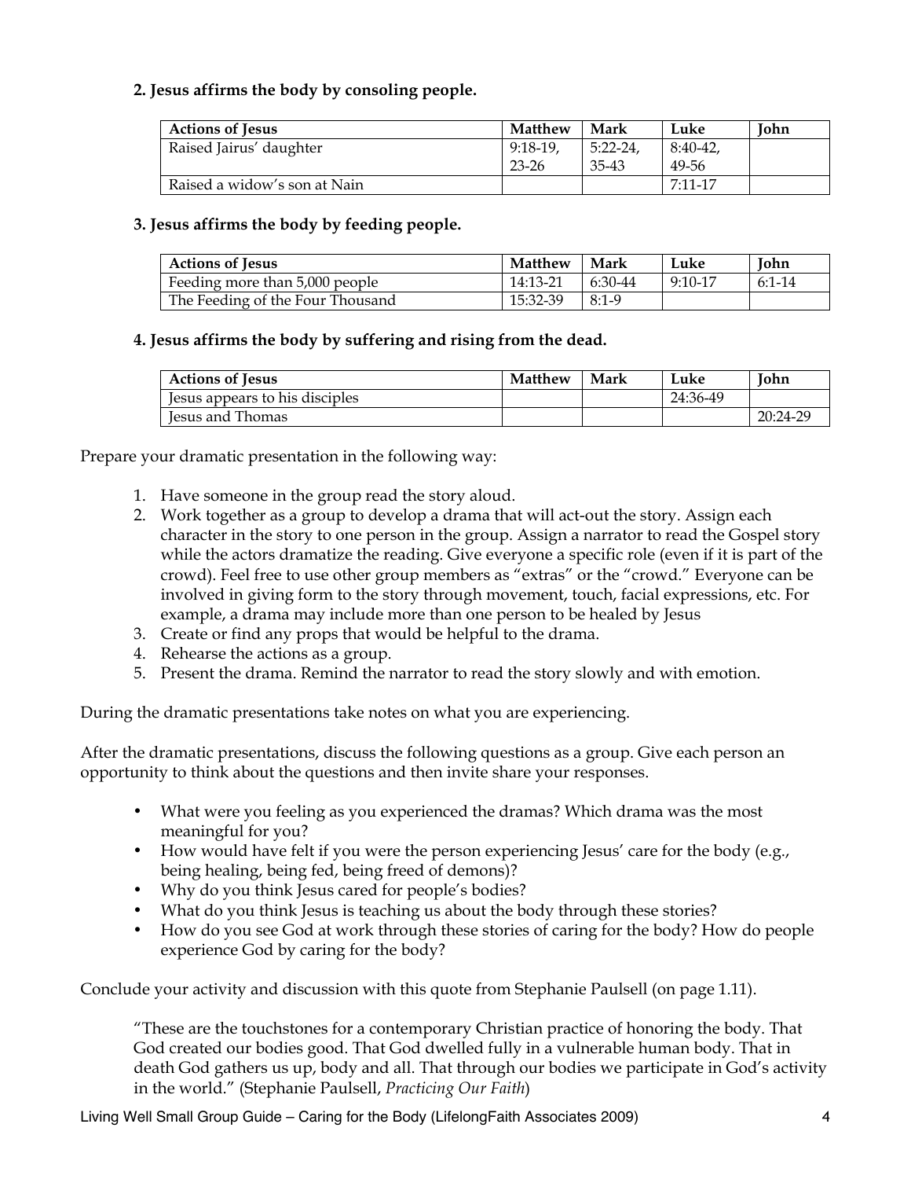**2. Jesus affirms the body by consoling people.**

| Actions of Jesus | Matthew | Mark | Luke | John |
|---|---|---|---|---|
| Raised Jairus' daughter | 9:18-19, 23-26 | 5:22-24, 35-43 | 8:40-42, 49-56 | |
| Raised a widow's son at Nain | | | 7:11-17 | |

**3. Jesus affirms the body by feeding people.**

| Actions of Jesus | Matthew | Mark | Luke | John |
|---|---|---|---|---|
| Feeding more than 5,000 people | 14:13-21 | 6:30-44 | 9:10-17 | 6:1-14 |
| The Feeding of the Four Thousand | 15:32-39 | 8:1-9 | | |

**4. Jesus affirms the body by suffering and rising from the dead.**

| Actions of Jesus | Matthew | Mark | Luke | John |
|---|---|---|---|---|
| Jesus appears to his disciples | | | 24:36-49 | |
| Jesus and Thomas | | | | 20:24-29 |

Prepare your dramatic presentation in the following way:

1. Have someone in the group read the story aloud.
2. Work together as a group to develop a drama that will act-out the story. Assign each character in the story to one person in the group. Assign a narrator to read the Gospel story while the actors dramatize the reading. Give everyone a specific role (even if it is part of the crowd). Feel free to use other group members as "extras" or the "crowd." Everyone can be involved in giving form to the story through movement, touch, facial expressions, etc. For example, a drama may include more than one person to be healed by Jesus
3. Create or find any props that would be helpful to the drama.
4. Rehearse the actions as a group.
5. Present the drama. Remind the narrator to read the story slowly and with emotion.

During the dramatic presentations take notes on what you are experiencing.

After the dramatic presentations, discuss the following questions as a group. Give each person an opportunity to think about the questions and then invite share your responses.

- What were you feeling as you experienced the dramas? Which drama was the most meaningful for you?
- How would have felt if you were the person experiencing Jesus' care for the body (e.g., being healing, being fed, being freed of demons)?
- Why do you think Jesus cared for people's bodies?
- What do you think Jesus is teaching us about the body through these stories?
- How do you see God at work through these stories of caring for the body? How do people experience God by caring for the body?

Conclude your activity and discussion with this quote from Stephanie Paulsell (on page 1.11).

> "These are the touchstones for a contemporary Christian practice of honoring the body. That God created our bodies good. That God dwelled fully in a vulnerable human body. That in death God gathers us up, body and all. That through our bodies we participate in God's activity in the world." (Stephanie Paulsell, *Practicing Our Faith*)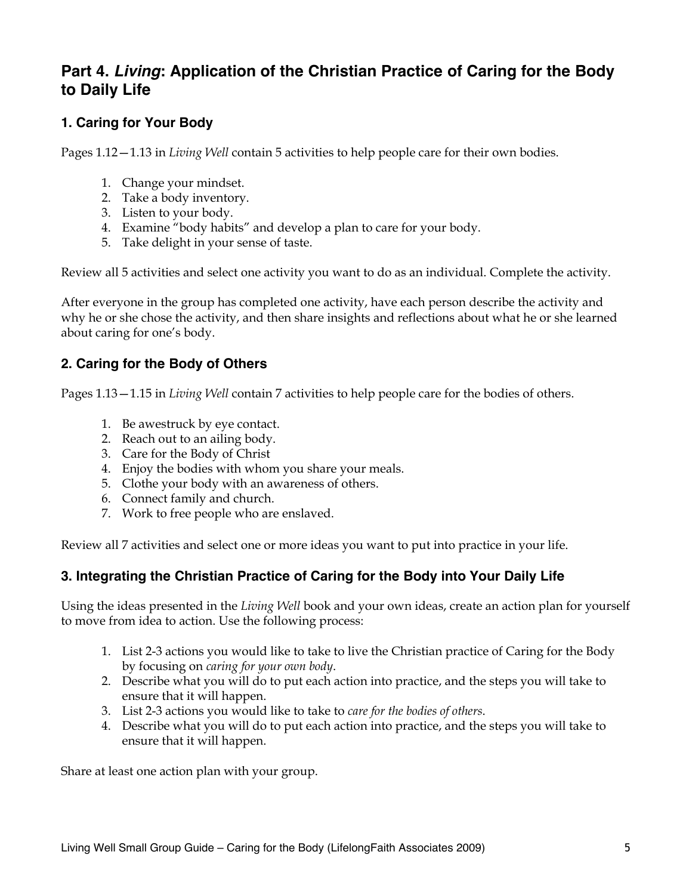## Part 4. *Living*: Application of the Christian Practice of Caring for the Body to Daily Life

### 1. Caring for Your Body

Pages 1.12—1.13 in *Living Well* contain 5 activities to help people care for their own bodies.

1. Change your mindset.
2. Take a body inventory.
3. Listen to your body.
4. Examine "body habits" and develop a plan to care for your body.
5. Take delight in your sense of taste.

Review all 5 activities and select one activity you want to do as an individual. Complete the activity.

After everyone in the group has completed one activity, have each person describe the activity and why he or she chose the activity, and then share insights and reflections about what he or she learned about caring for one's body.

### 2. Caring for the Body of Others

Pages 1.13—1.15 in *Living Well* contain 7 activities to help people care for the bodies of others.

1. Be awestruck by eye contact.
2. Reach out to an ailing body.
3. Care for the Body of Christ
4. Enjoy the bodies with whom you share your meals.
5. Clothe your body with an awareness of others.
6. Connect family and church.
7. Work to free people who are enslaved.

Review all 7 activities and select one or more ideas you want to put into practice in your life.

### 3. Integrating the Christian Practice of Caring for the Body into Your Daily Life

Using the ideas presented in the *Living Well* book and your own ideas, create an action plan for yourself to move from idea to action. Use the following process:

1. List 2-3 actions you would like to take to live the Christian practice of Caring for the Body by focusing on *caring for your own body*.
2. Describe what you will do to put each action into practice, and the steps you will take to ensure that it will happen.
3. List 2-3 actions you would like to take to *care for the bodies of others*.
4. Describe what you will do to put each action into practice, and the steps you will take to ensure that it will happen.

Share at least one action plan with your group.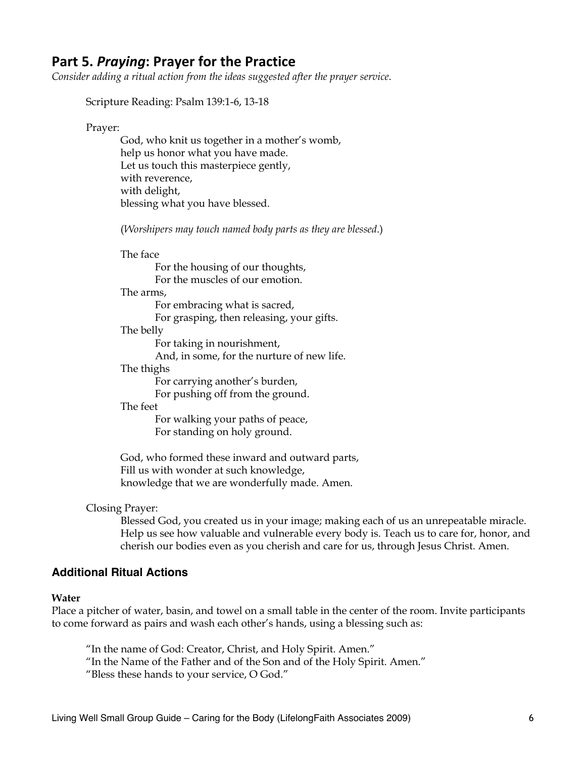## Part 5. *Praying*: Prayer for the Practice

*Consider adding a ritual action from the ideas suggested after the prayer service*.

Scripture Reading: Psalm 139:1-6, 13-18

Prayer:

God, who knit us together in a mother's womb,
help us honor what you have made.
Let us touch this masterpiece gently,
with reverence,
with delight,
blessing what you have blessed.

(*Worshipers may touch named body parts as they are blessed*.)

The face
For the housing of our thoughts,
For the muscles of our emotion.
The arms,
For embracing what is sacred,
For grasping, then releasing, your gifts.
The belly
For taking in nourishment,
And, in some, for the nurture of new life.
The thighs
For carrying another's burden,
For pushing off from the ground.
The feet
For walking your paths of peace,
For standing on holy ground.

God, who formed these inward and outward parts,
Fill us with wonder at such knowledge,
knowledge that we are wonderfully made. Amen.

Closing Prayer:

Blessed God, you created us in your image; making each of us an unrepeatable miracle. Help us see how valuable and vulnerable every body is. Teach us to care for, honor, and cherish our bodies even as you cherish and care for us, through Jesus Christ. Amen.

### Additional Ritual Actions

**Water**

Place a pitcher of water, basin, and towel on a small table in the center of the room. Invite participants to come forward as pairs and wash each other's hands, using a blessing such as:

"In the name of God: Creator, Christ, and Holy Spirit. Amen."
"In the Name of the Father and of the Son and of the Holy Spirit. Amen."
"Bless these hands to your service, O God."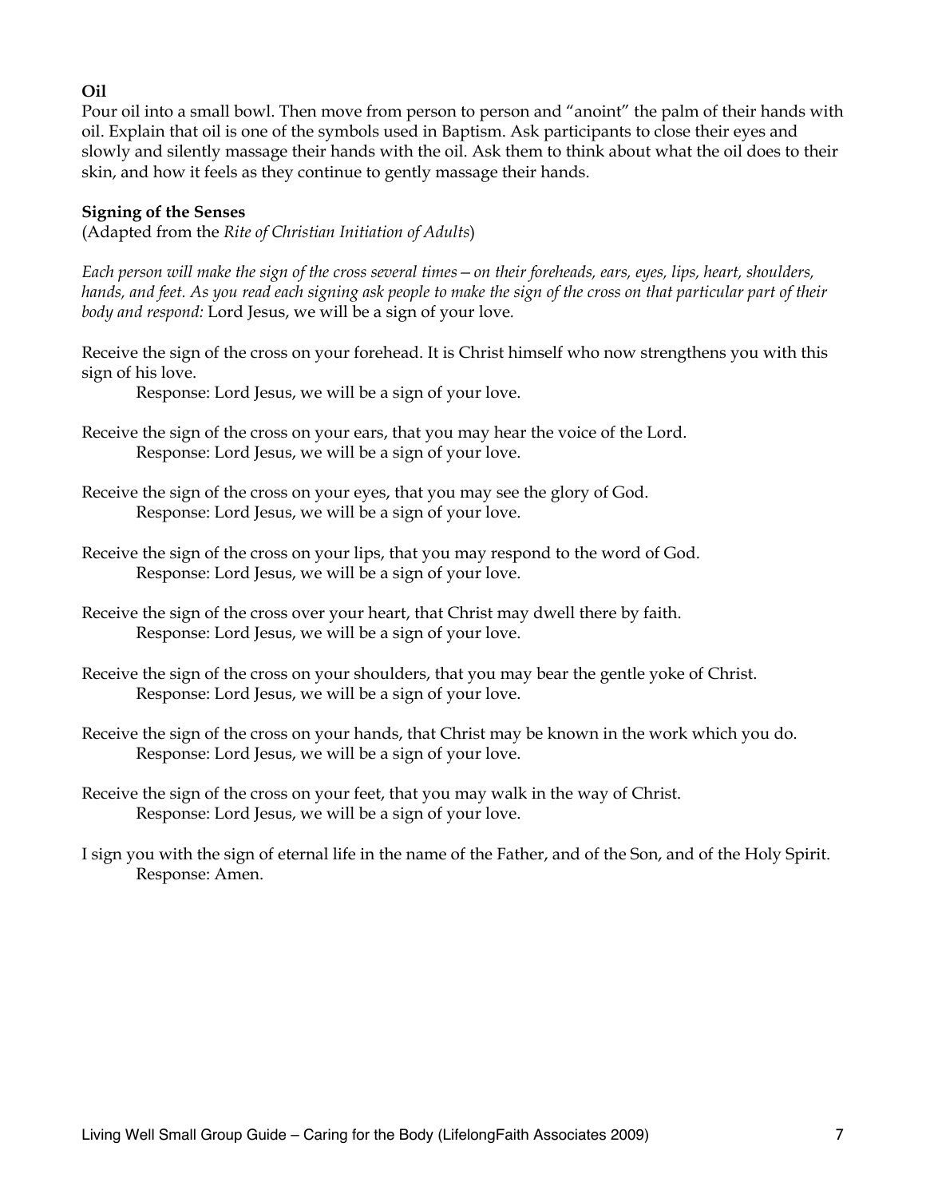**Oil**

Pour oil into a small bowl. Then move from person to person and "anoint" the palm of their hands with oil. Explain that oil is one of the symbols used in Baptism. Ask participants to close their eyes and slowly and silently massage their hands with the oil. Ask them to think about what the oil does to their skin, and how it feels as they continue to gently massage their hands.

**Signing of the Senses**

(Adapted from the *Rite of Christian Initiation of Adults*)

*Each person will make the sign of the cross several times—on their foreheads, ears, eyes, lips, heart, shoulders, hands, and feet. As you read each signing ask people to make the sign of the cross on that particular part of their body and respond:* Lord Jesus, we will be a sign of your love.

Receive the sign of the cross on your forehead. It is Christ himself who now strengthens you with this sign of his love.

> Response: Lord Jesus, we will be a sign of your love.

Receive the sign of the cross on your ears, that you may hear the voice of the Lord.

> Response: Lord Jesus, we will be a sign of your love.

Receive the sign of the cross on your eyes, that you may see the glory of God.

> Response: Lord Jesus, we will be a sign of your love.

Receive the sign of the cross on your lips, that you may respond to the word of God.

> Response: Lord Jesus, we will be a sign of your love.

Receive the sign of the cross over your heart, that Christ may dwell there by faith.

> Response: Lord Jesus, we will be a sign of your love.

Receive the sign of the cross on your shoulders, that you may bear the gentle yoke of Christ.

> Response: Lord Jesus, we will be a sign of your love.

Receive the sign of the cross on your hands, that Christ may be known in the work which you do.

> Response: Lord Jesus, we will be a sign of your love.

Receive the sign of the cross on your feet, that you may walk in the way of Christ.

> Response: Lord Jesus, we will be a sign of your love.

I sign you with the sign of eternal life in the name of the Father, and of the Son, and of the Holy Spirit.

> Response: Amen.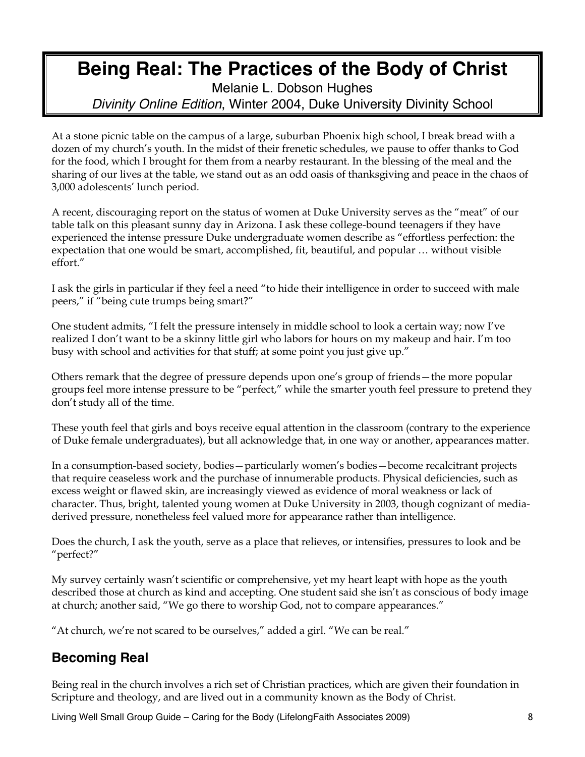# Being Real: The Practices of the Body of Christ

Melanie L. Dobson Hughes

*Divinity Online Edition*, Winter 2004, Duke University Divinity School

At a stone picnic table on the campus of a large, suburban Phoenix high school, I break bread with a dozen of my church's youth. In the midst of their frenetic schedules, we pause to offer thanks to God for the food, which I brought for them from a nearby restaurant. In the blessing of the meal and the sharing of our lives at the table, we stand out as an odd oasis of thanksgiving and peace in the chaos of 3,000 adolescents' lunch period.

A recent, discouraging report on the status of women at Duke University serves as the "meat" of our table talk on this pleasant sunny day in Arizona. I ask these college-bound teenagers if they have experienced the intense pressure Duke undergraduate women describe as "effortless perfection: the expectation that one would be smart, accomplished, fit, beautiful, and popular … without visible effort."

I ask the girls in particular if they feel a need "to hide their intelligence in order to succeed with male peers," if "being cute trumps being smart?"

One student admits, "I felt the pressure intensely in middle school to look a certain way; now I've realized I don't want to be a skinny little girl who labors for hours on my makeup and hair. I'm too busy with school and activities for that stuff; at some point you just give up."

Others remark that the degree of pressure depends upon one's group of friends—the more popular groups feel more intense pressure to be "perfect," while the smarter youth feel pressure to pretend they don't study all of the time.

These youth feel that girls and boys receive equal attention in the classroom (contrary to the experience of Duke female undergraduates), but all acknowledge that, in one way or another, appearances matter.

In a consumption-based society, bodies—particularly women's bodies—become recalcitrant projects that require ceaseless work and the purchase of innumerable products. Physical deficiencies, such as excess weight or flawed skin, are increasingly viewed as evidence of moral weakness or lack of character. Thus, bright, talented young women at Duke University in 2003, though cognizant of media-derived pressure, nonetheless feel valued more for appearance rather than intelligence.

Does the church, I ask the youth, serve as a place that relieves, or intensifies, pressures to look and be "perfect?"

My survey certainly wasn't scientific or comprehensive, yet my heart leapt with hope as the youth described those at church as kind and accepting. One student said she isn't as conscious of body image at church; another said, "We go there to worship God, not to compare appearances."

"At church, we're not scared to be ourselves," added a girl. "We can be real."

## Becoming Real

Being real in the church involves a rich set of Christian practices, which are given their foundation in Scripture and theology, and are lived out in a community known as the Body of Christ.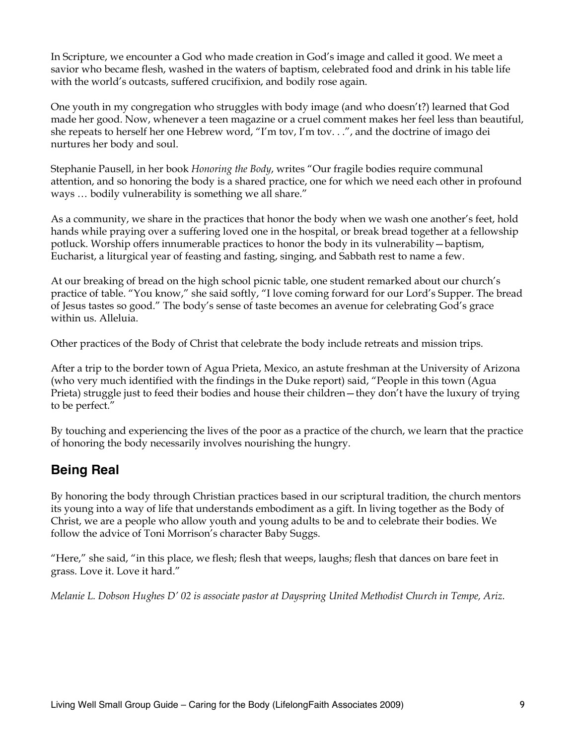In Scripture, we encounter a God who made creation in God's image and called it good. We meet a savior who became flesh, washed in the waters of baptism, celebrated food and drink in his table life with the world's outcasts, suffered crucifixion, and bodily rose again.

One youth in my congregation who struggles with body image (and who doesn't?) learned that God made her good. Now, whenever a teen magazine or a cruel comment makes her feel less than beautiful, she repeats to herself her one Hebrew word, "I'm tov, I'm tov. . .", and the doctrine of imago dei nurtures her body and soul.

Stephanie Pausell, in her book *Honoring the Body*, writes "Our fragile bodies require communal attention, and so honoring the body is a shared practice, one for which we need each other in profound ways … bodily vulnerability is something we all share."

As a community, we share in the practices that honor the body when we wash one another's feet, hold hands while praying over a suffering loved one in the hospital, or break bread together at a fellowship potluck. Worship offers innumerable practices to honor the body in its vulnerability—baptism, Eucharist, a liturgical year of feasting and fasting, singing, and Sabbath rest to name a few.

At our breaking of bread on the high school picnic table, one student remarked about our church's practice of table. "You know," she said softly, "I love coming forward for our Lord's Supper. The bread of Jesus tastes so good." The body's sense of taste becomes an avenue for celebrating God's grace within us. Alleluia.

Other practices of the Body of Christ that celebrate the body include retreats and mission trips.

After a trip to the border town of Agua Prieta, Mexico, an astute freshman at the University of Arizona (who very much identified with the findings in the Duke report) said, "People in this town (Agua Prieta) struggle just to feed their bodies and house their children—they don't have the luxury of trying to be perfect."

By touching and experiencing the lives of the poor as a practice of the church, we learn that the practice of honoring the body necessarily involves nourishing the hungry.

## Being Real

By honoring the body through Christian practices based in our scriptural tradition, the church mentors its young into a way of life that understands embodiment as a gift. In living together as the Body of Christ, we are a people who allow youth and young adults to be and to celebrate their bodies. We follow the advice of Toni Morrison's character Baby Suggs.

"Here," she said, "in this place, we flesh; flesh that weeps, laughs; flesh that dances on bare feet in grass. Love it. Love it hard."

*Melanie L. Dobson Hughes D' 02 is associate pastor at Dayspring United Methodist Church in Tempe, Ariz.*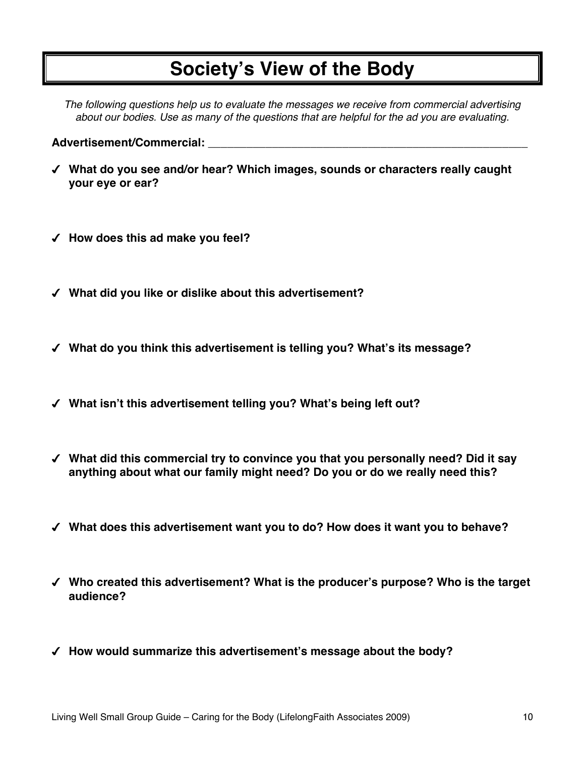# Society's View of the Body

*The following questions help us to evaluate the messages we receive from commercial advertising about our bodies. Use as many of the questions that are helpful for the ad you are evaluating.*

**Advertisement/Commercial:** ________________________________________________

- ✓ **What do you see and/or hear? Which images, sounds or characters really caught your eye or ear?**

- ✓ **How does this ad make you feel?**

- ✓ **What did you like or dislike about this advertisement?**

- ✓ **What do you think this advertisement is telling you? What's its message?**

- ✓ **What isn't this advertisement telling you? What's being left out?**

- ✓ **What did this commercial try to convince you that you personally need? Did it say anything about what our family might need? Do you or do we really need this?**

- ✓ **What does this advertisement want you to do? How does it want you to behave?**

- ✓ **Who created this advertisement? What is the producer's purpose? Who is the target audience?**

- ✓ **How would summarize this advertisement's message about the body?**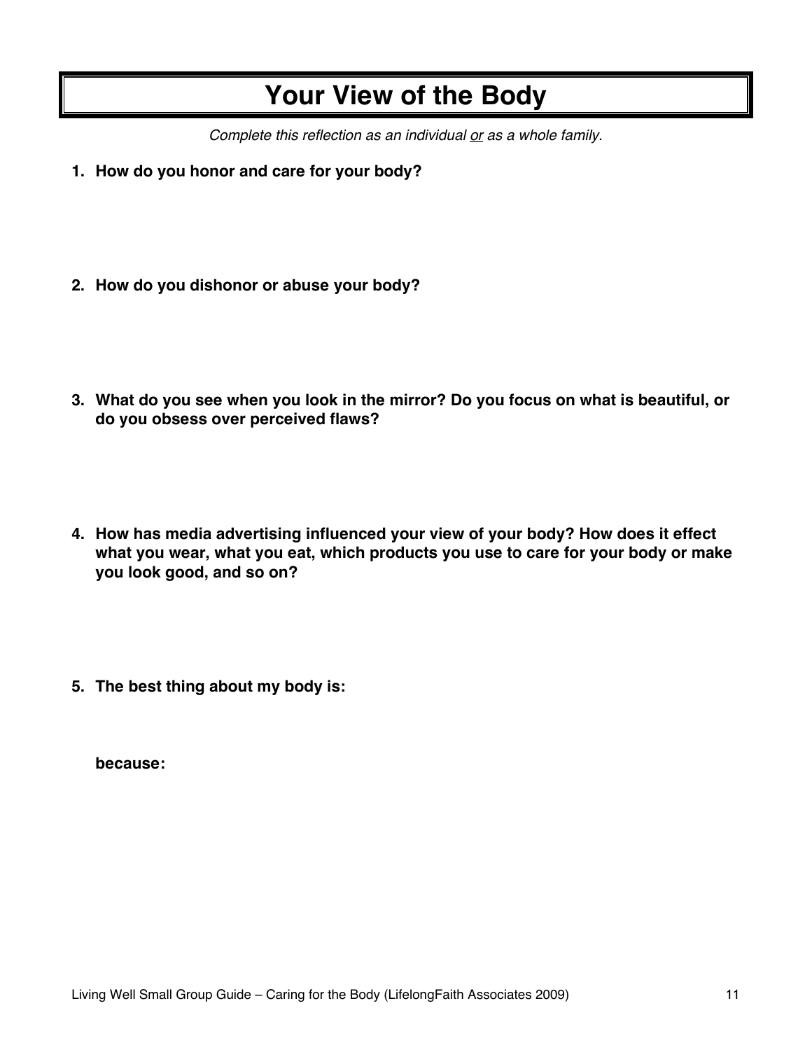# Your View of the Body

*Complete this reflection as an individual <u>or</u> as a whole family.*

1. **How do you honor and care for your body?**

2. **How do you dishonor or abuse your body?**

3. **What do you see when you look in the mirror? Do you focus on what is beautiful, or do you obsess over perceived flaws?**

4. **How has media advertising influenced your view of your body? How does it effect what you wear, what you eat, which products you use to care for your body or make you look good, and so on?**

5. **The best thing about my body is:**

   **because:**

Living Well Small Group Guide – Caring for the Body (LifelongFaith Associates 2009)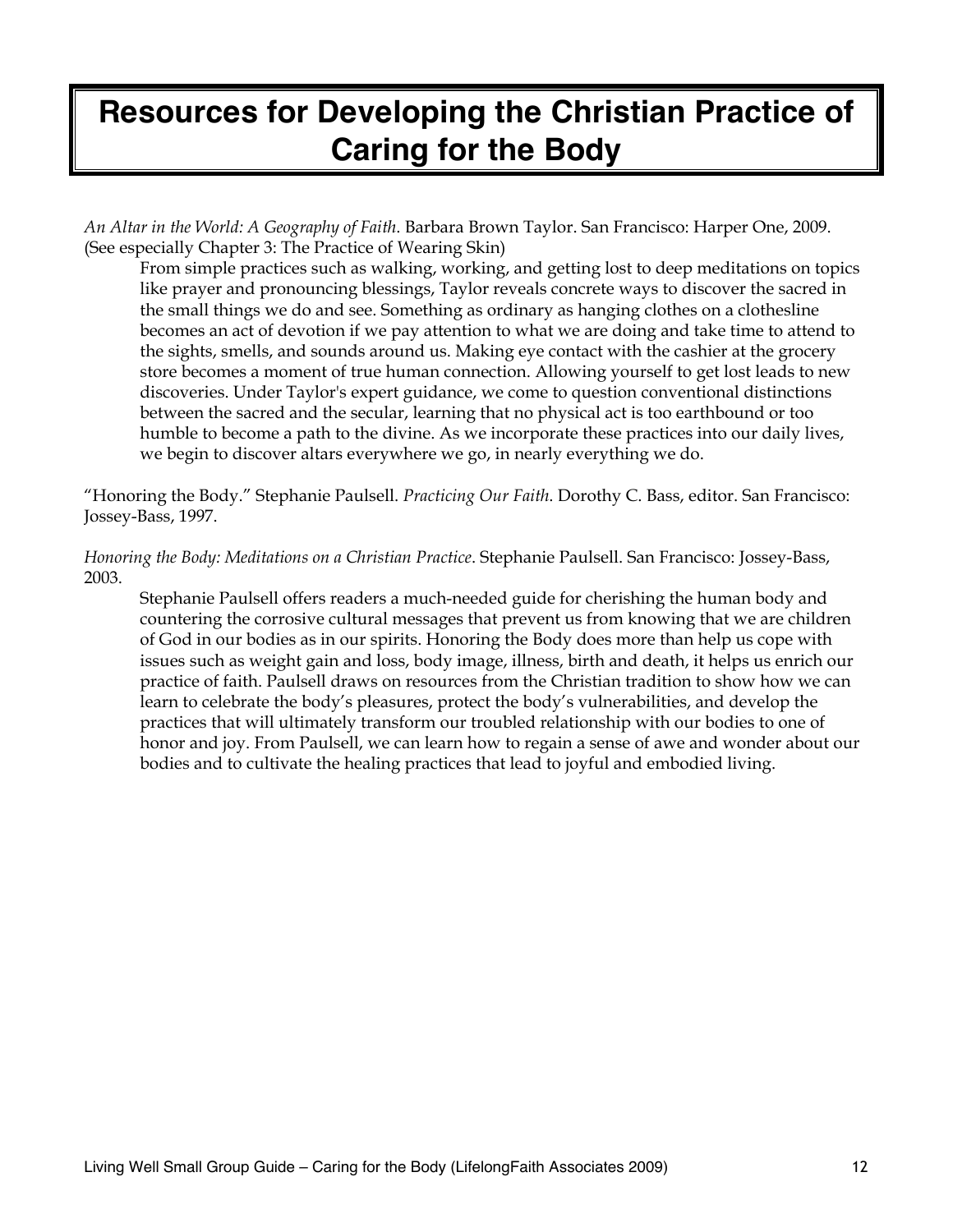# Resources for Developing the Christian Practice of Caring for the Body

*An Altar in the World: A Geography of Faith*. Barbara Brown Taylor. San Francisco: Harper One, 2009. (See especially Chapter 3: The Practice of Wearing Skin)

From simple practices such as walking, working, and getting lost to deep meditations on topics like prayer and pronouncing blessings, Taylor reveals concrete ways to discover the sacred in the small things we do and see. Something as ordinary as hanging clothes on a clothesline becomes an act of devotion if we pay attention to what we are doing and take time to attend to the sights, smells, and sounds around us. Making eye contact with the cashier at the grocery store becomes a moment of true human connection. Allowing yourself to get lost leads to new discoveries. Under Taylor's expert guidance, we come to question conventional distinctions between the sacred and the secular, learning that no physical act is too earthbound or too humble to become a path to the divine. As we incorporate these practices into our daily lives, we begin to discover altars everywhere we go, in nearly everything we do.

"Honoring the Body." Stephanie Paulsell. *Practicing Our Faith*. Dorothy C. Bass, editor. San Francisco: Jossey-Bass, 1997.

*Honoring the Body: Meditations on a Christian Practice*. Stephanie Paulsell. San Francisco: Jossey-Bass, 2003.

Stephanie Paulsell offers readers a much-needed guide for cherishing the human body and countering the corrosive cultural messages that prevent us from knowing that we are children of God in our bodies as in our spirits. Honoring the Body does more than help us cope with issues such as weight gain and loss, body image, illness, birth and death, it helps us enrich our practice of faith. Paulsell draws on resources from the Christian tradition to show how we can learn to celebrate the body's pleasures, protect the body's vulnerabilities, and develop the practices that will ultimately transform our troubled relationship with our bodies to one of honor and joy. From Paulsell, we can learn how to regain a sense of awe and wonder about our bodies and to cultivate the healing practices that lead to joyful and embodied living.